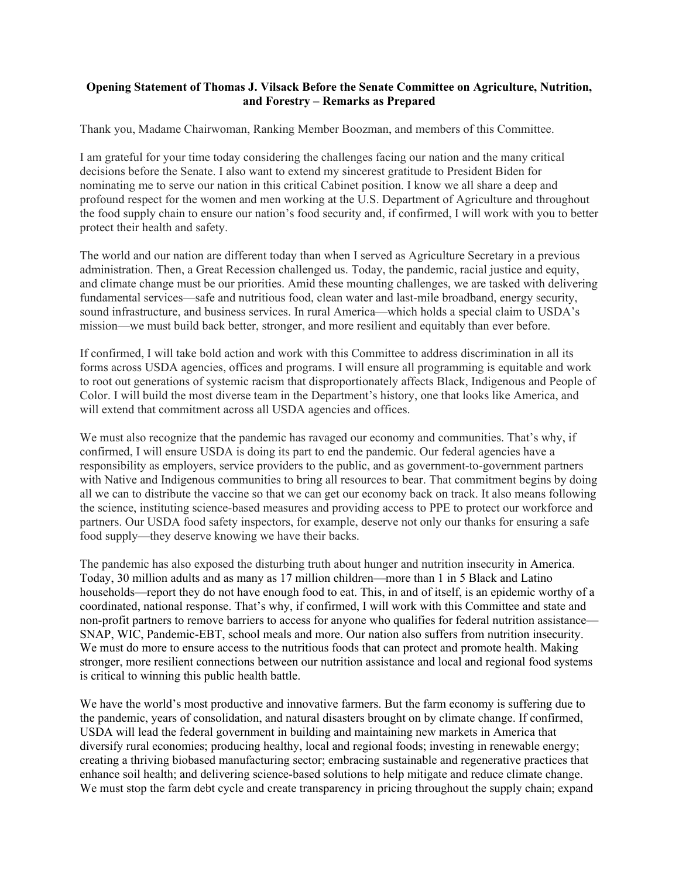**Opening Statement of Thomas J. Vilsack Before the Senate Committee on Agriculture, Nutrition, and Forestry – Remarks as Prepared**

Thank you, Madame Chairwoman, Ranking Member Boozman, and members of this Committee.

I am grateful for your time today considering the challenges facing our nation and the many critical decisions before the Senate. I also want to extend my sincerest gratitude to President Biden for nominating me to serve our nation in this critical Cabinet position. I know we all share a deep and profound respect for the women and men working at the U.S. Department of Agriculture and throughout the food supply chain to ensure our nation's food security and, if confirmed, I will work with you to better protect their health and safety.

The world and our nation are different today than when I served as Agriculture Secretary in a previous administration. Then, a Great Recession challenged us. Today, the pandemic, racial justice and equity, and climate change must be our priorities. Amid these mounting challenges, we are tasked with delivering fundamental services—safe and nutritious food, clean water and last-mile broadband, energy security, sound infrastructure, and business services. In rural America—which holds a special claim to USDA's mission—we must build back better, stronger, and more resilient and equitably than ever before.

If confirmed, I will take bold action and work with this Committee to address discrimination in all its forms across USDA agencies, offices and programs. I will ensure all programming is equitable and work to root out generations of systemic racism that disproportionately affects Black, Indigenous and People of Color. I will build the most diverse team in the Department's history, one that looks like America, and will extend that commitment across all USDA agencies and offices.

We must also recognize that the pandemic has ravaged our economy and communities. That's why, if confirmed, I will ensure USDA is doing its part to end the pandemic. Our federal agencies have a responsibility as employers, service providers to the public, and as government-to-government partners with Native and Indigenous communities to bring all resources to bear. That commitment begins by doing all we can to distribute the vaccine so that we can get our economy back on track. It also means following the science, instituting science-based measures and providing access to PPE to protect our workforce and partners. Our USDA food safety inspectors, for example, deserve not only our thanks for ensuring a safe food supply—they deserve knowing we have their backs.

The pandemic has also exposed the disturbing truth about hunger and nutrition insecurity in America. Today, 30 million adults and as many as 17 million children—more than 1 in 5 Black and Latino households—report they do not have enough food to eat. This, in and of itself, is an epidemic worthy of a coordinated, national response. That's why, if confirmed, I will work with this Committee and state and non-profit partners to remove barriers to access for anyone who qualifies for federal nutrition assistance—SNAP, WIC, Pandemic-EBT, school meals and more. Our nation also suffers from nutrition insecurity. We must do more to ensure access to the nutritious foods that can protect and promote health. Making stronger, more resilient connections between our nutrition assistance and local and regional food systems is critical to winning this public health battle.

We have the world's most productive and innovative farmers. But the farm economy is suffering due to the pandemic, years of consolidation, and natural disasters brought on by climate change. If confirmed, USDA will lead the federal government in building and maintaining new markets in America that diversify rural economies; producing healthy, local and regional foods; investing in renewable energy; creating a thriving biobased manufacturing sector; embracing sustainable and regenerative practices that enhance soil health; and delivering science-based solutions to help mitigate and reduce climate change. We must stop the farm debt cycle and create transparency in pricing throughout the supply chain; expand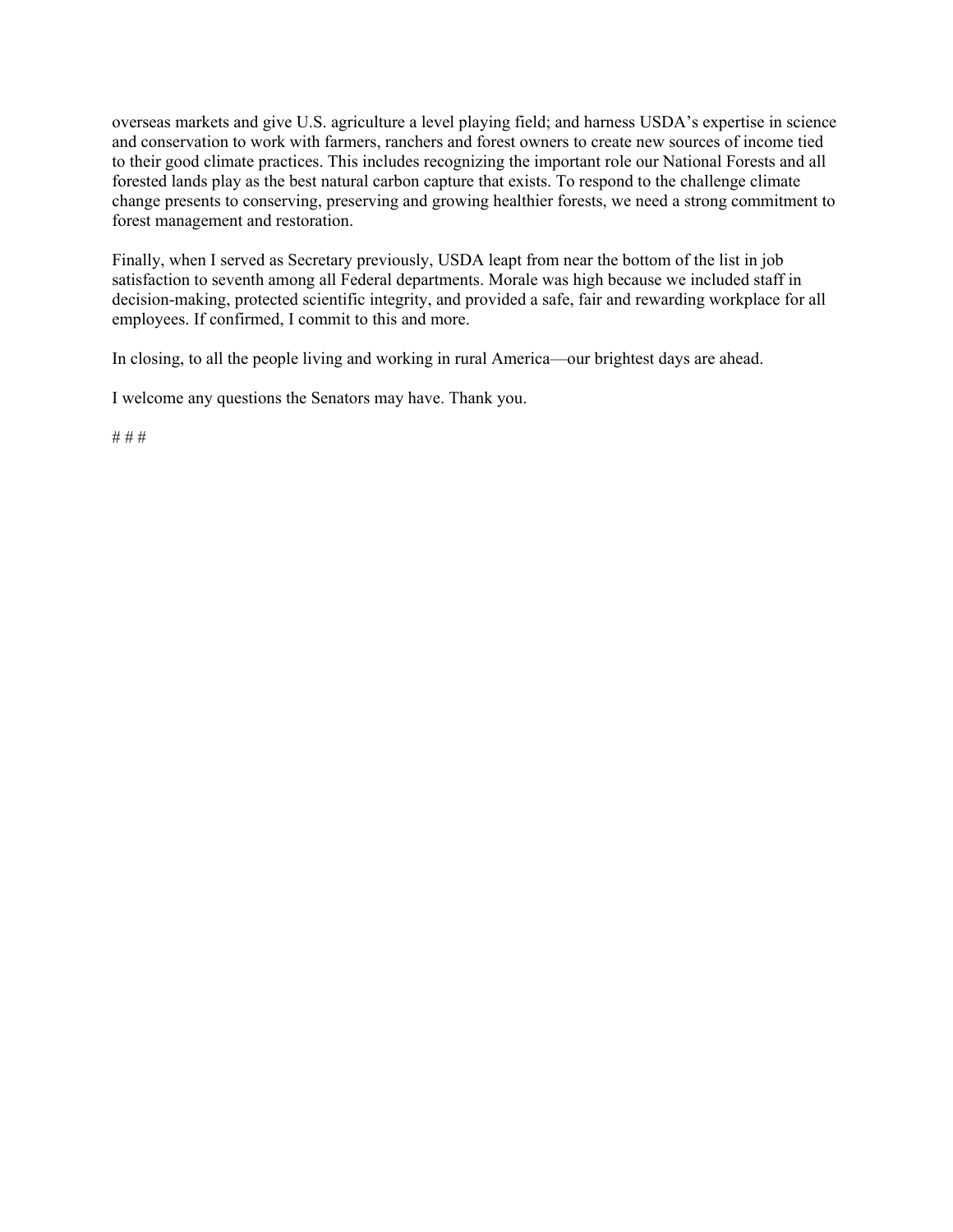overseas markets and give U.S. agriculture a level playing field; and harness USDA's expertise in science and conservation to work with farmers, ranchers and forest owners to create new sources of income tied to their good climate practices. This includes recognizing the important role our National Forests and all forested lands play as the best natural carbon capture that exists. To respond to the challenge climate change presents to conserving, preserving and growing healthier forests, we need a strong commitment to forest management and restoration.

Finally, when I served as Secretary previously, USDA leapt from near the bottom of the list in job satisfaction to seventh among all Federal departments. Morale was high because we included staff in decision-making, protected scientific integrity, and provided a safe, fair and rewarding workplace for all employees. If confirmed, I commit to this and more.

In closing, to all the people living and working in rural America—our brightest days are ahead.

I welcome any questions the Senators may have. Thank you.

# # #